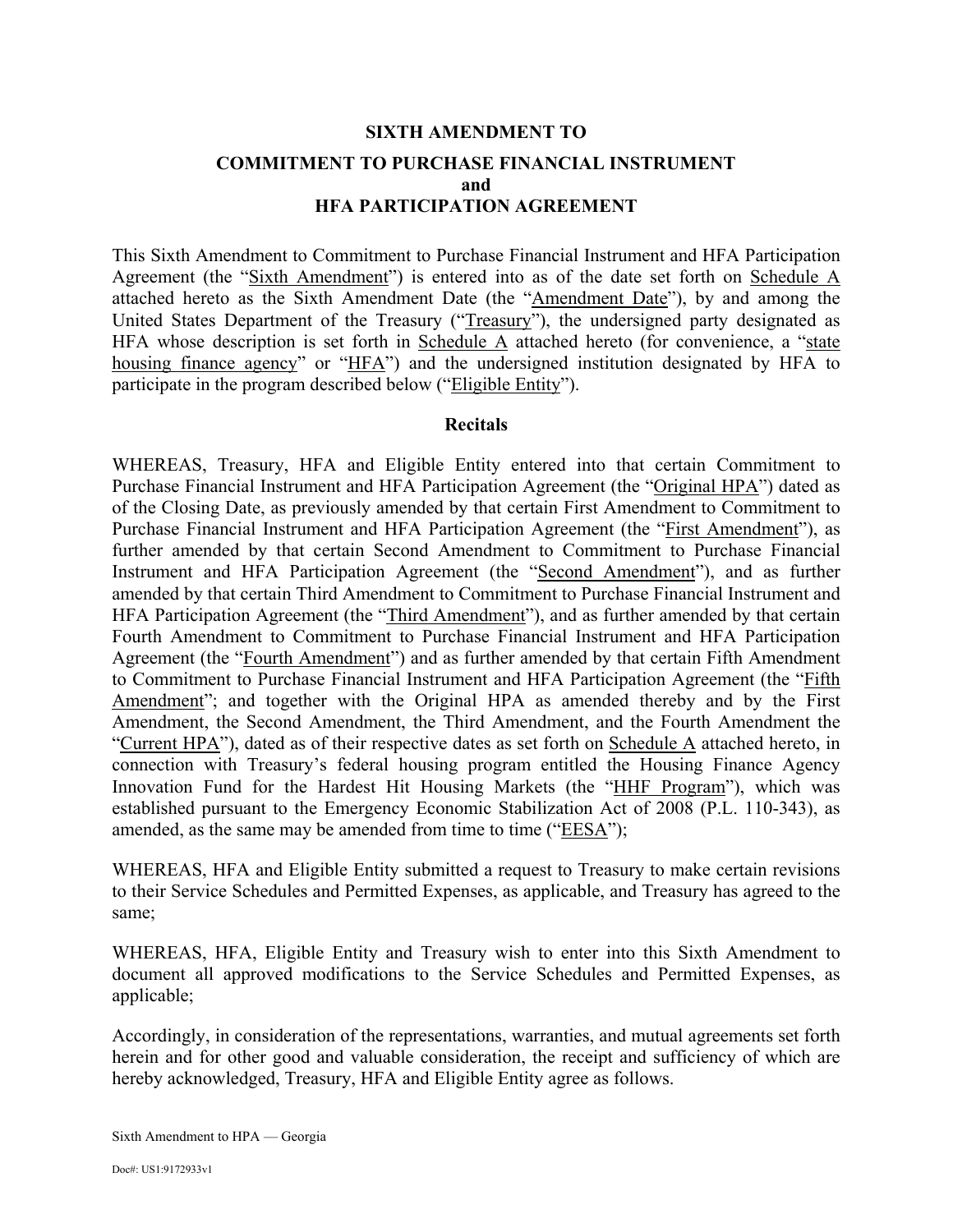**SIXTH AMENDMENT TO**

**COMMITMENT TO PURCHASE FINANCIAL INSTRUMENT**
**and**
**HFA PARTICIPATION AGREEMENT**

This Sixth Amendment to Commitment to Purchase Financial Instrument and HFA Participation Agreement (the "Sixth Amendment") is entered into as of the date set forth on Schedule A attached hereto as the Sixth Amendment Date (the "Amendment Date"), by and among the United States Department of the Treasury ("Treasury"), the undersigned party designated as HFA whose description is set forth in Schedule A attached hereto (for convenience, a "state housing finance agency" or "HFA") and the undersigned institution designated by HFA to participate in the program described below ("Eligible Entity").

**Recitals**

WHEREAS, Treasury, HFA and Eligible Entity entered into that certain Commitment to Purchase Financial Instrument and HFA Participation Agreement (the "Original HPA") dated as of the Closing Date, as previously amended by that certain First Amendment to Commitment to Purchase Financial Instrument and HFA Participation Agreement (the "First Amendment"), as further amended by that certain Second Amendment to Commitment to Purchase Financial Instrument and HFA Participation Agreement (the "Second Amendment"), and as further amended by that certain Third Amendment to Commitment to Purchase Financial Instrument and HFA Participation Agreement (the "Third Amendment"), and as further amended by that certain Fourth Amendment to Commitment to Purchase Financial Instrument and HFA Participation Agreement (the "Fourth Amendment") and as further amended by that certain Fifth Amendment to Commitment to Purchase Financial Instrument and HFA Participation Agreement (the "Fifth Amendment"; and together with the Original HPA as amended thereby and by the First Amendment, the Second Amendment, the Third Amendment, and the Fourth Amendment the "Current HPA"), dated as of their respective dates as set forth on Schedule A attached hereto, in connection with Treasury's federal housing program entitled the Housing Finance Agency Innovation Fund for the Hardest Hit Housing Markets (the "HHF Program"), which was established pursuant to the Emergency Economic Stabilization Act of 2008 (P.L. 110-343), as amended, as the same may be amended from time to time ("EESA");

WHEREAS, HFA and Eligible Entity submitted a request to Treasury to make certain revisions to their Service Schedules and Permitted Expenses, as applicable, and Treasury has agreed to the same;

WHEREAS, HFA, Eligible Entity and Treasury wish to enter into this Sixth Amendment to document all approved modifications to the Service Schedules and Permitted Expenses, as applicable;

Accordingly, in consideration of the representations, warranties, and mutual agreements set forth herein and for other good and valuable consideration, the receipt and sufficiency of which are hereby acknowledged, Treasury, HFA and Eligible Entity agree as follows.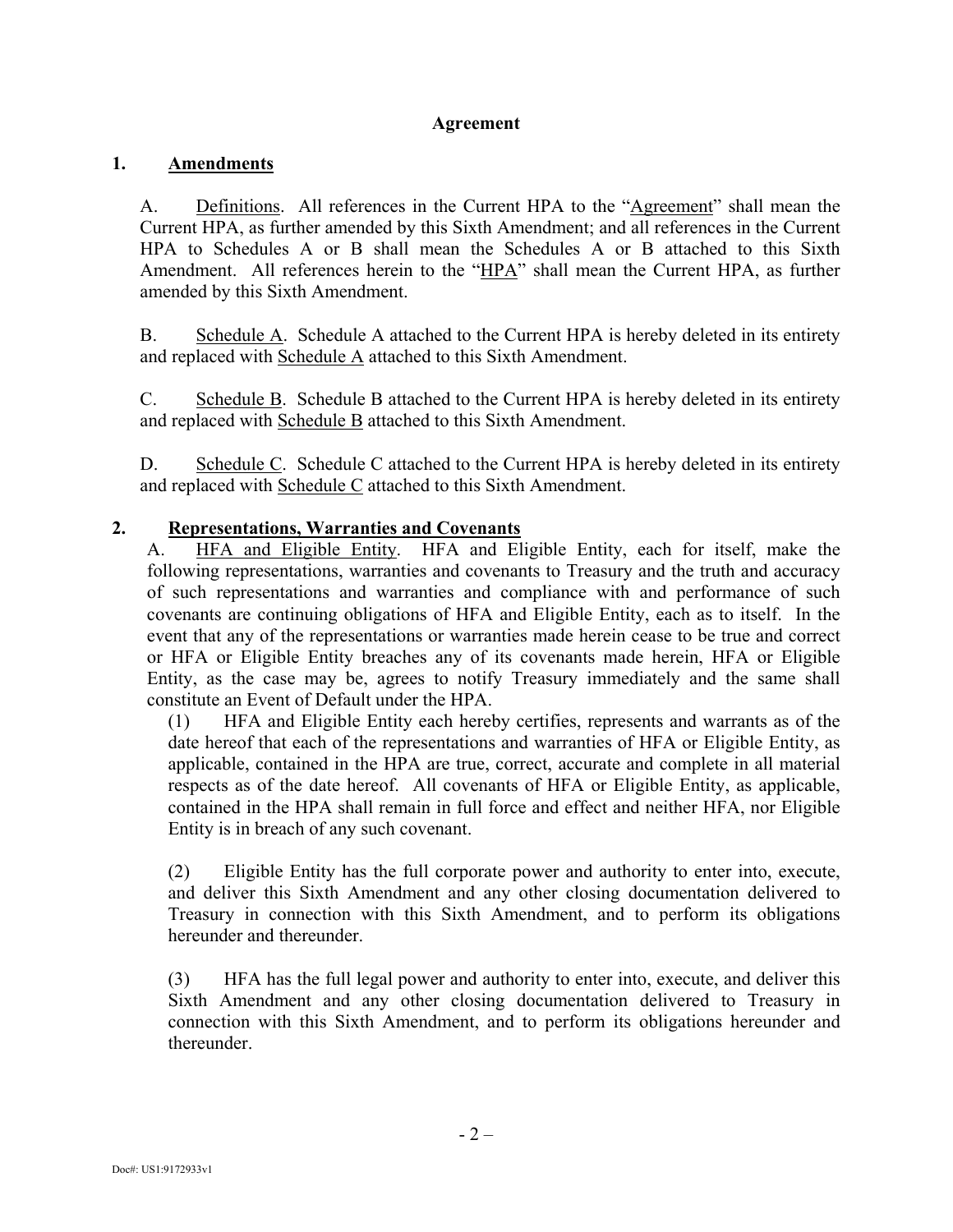## Agreement

### 1. Amendments

A. Definitions. All references in the Current HPA to the "Agreement" shall mean the Current HPA, as further amended by this Sixth Amendment; and all references in the Current HPA to Schedules A or B shall mean the Schedules A or B attached to this Sixth Amendment. All references herein to the "HPA" shall mean the Current HPA, as further amended by this Sixth Amendment.

B. Schedule A. Schedule A attached to the Current HPA is hereby deleted in its entirety and replaced with Schedule A attached to this Sixth Amendment.

C. Schedule B. Schedule B attached to the Current HPA is hereby deleted in its entirety and replaced with Schedule B attached to this Sixth Amendment.

D. Schedule C. Schedule C attached to the Current HPA is hereby deleted in its entirety and replaced with Schedule C attached to this Sixth Amendment.

### 2. Representations, Warranties and Covenants

A. HFA and Eligible Entity. HFA and Eligible Entity, each for itself, make the following representations, warranties and covenants to Treasury and the truth and accuracy of such representations and warranties and compliance with and performance of such covenants are continuing obligations of HFA and Eligible Entity, each as to itself. In the event that any of the representations or warranties made herein cease to be true and correct or HFA or Eligible Entity breaches any of its covenants made herein, HFA or Eligible Entity, as the case may be, agrees to notify Treasury immediately and the same shall constitute an Event of Default under the HPA.

(1) HFA and Eligible Entity each hereby certifies, represents and warrants as of the date hereof that each of the representations and warranties of HFA or Eligible Entity, as applicable, contained in the HPA are true, correct, accurate and complete in all material respects as of the date hereof. All covenants of HFA or Eligible Entity, as applicable, contained in the HPA shall remain in full force and effect and neither HFA, nor Eligible Entity is in breach of any such covenant.

(2) Eligible Entity has the full corporate power and authority to enter into, execute, and deliver this Sixth Amendment and any other closing documentation delivered to Treasury in connection with this Sixth Amendment, and to perform its obligations hereunder and thereunder.

(3) HFA has the full legal power and authority to enter into, execute, and deliver this Sixth Amendment and any other closing documentation delivered to Treasury in connection with this Sixth Amendment, and to perform its obligations hereunder and thereunder.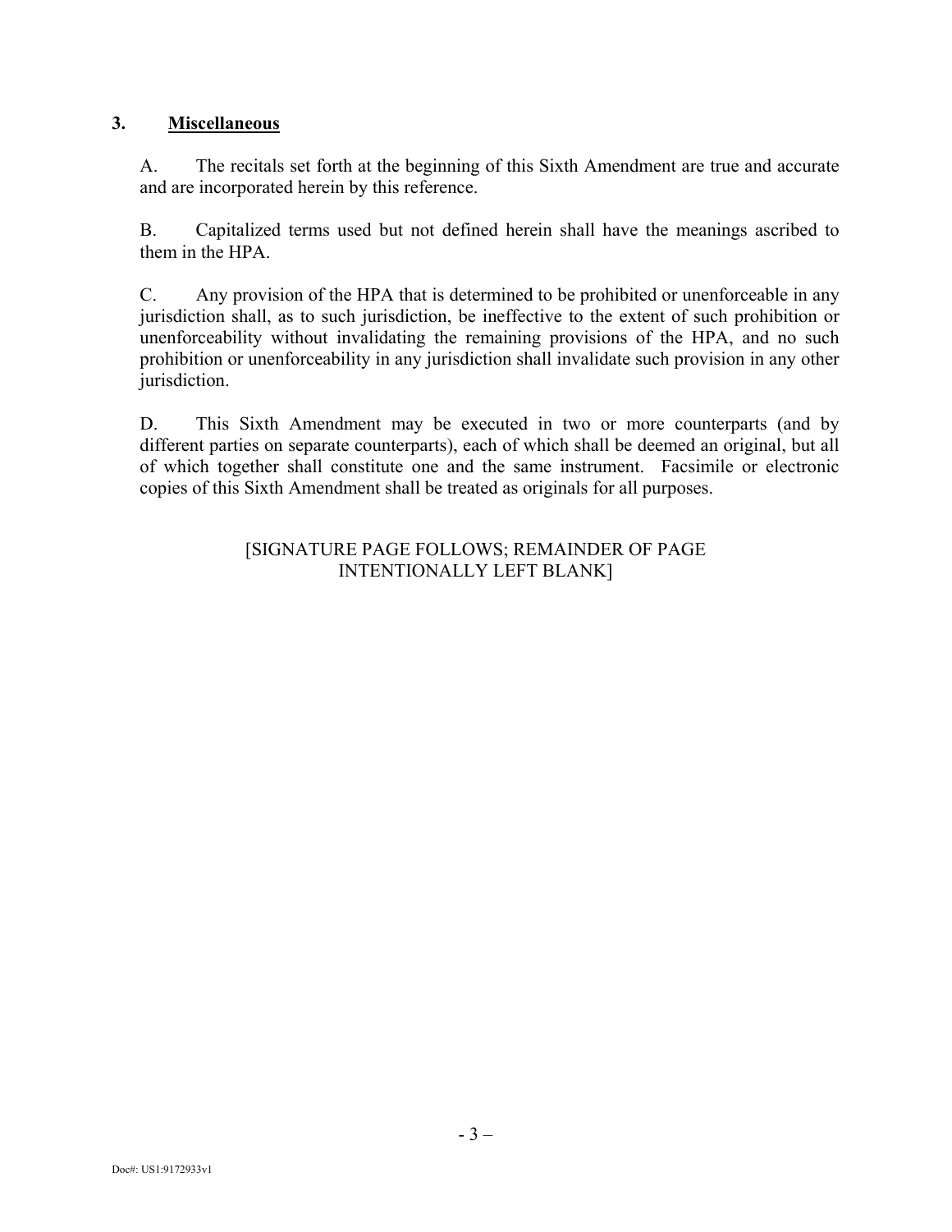## 3. **Miscellaneous**

A. The recitals set forth at the beginning of this Sixth Amendment are true and accurate and are incorporated herein by this reference.

B. Capitalized terms used but not defined herein shall have the meanings ascribed to them in the HPA.

C. Any provision of the HPA that is determined to be prohibited or unenforceable in any jurisdiction shall, as to such jurisdiction, be ineffective to the extent of such prohibition or unenforceability without invalidating the remaining provisions of the HPA, and no such prohibition or unenforceability in any jurisdiction shall invalidate such provision in any other jurisdiction.

D. This Sixth Amendment may be executed in two or more counterparts (and by different parties on separate counterparts), each of which shall be deemed an original, but all of which together shall constitute one and the same instrument. Facsimile or electronic copies of this Sixth Amendment shall be treated as originals for all purposes.

[SIGNATURE PAGE FOLLOWS; REMAINDER OF PAGE INTENTIONALLY LEFT BLANK]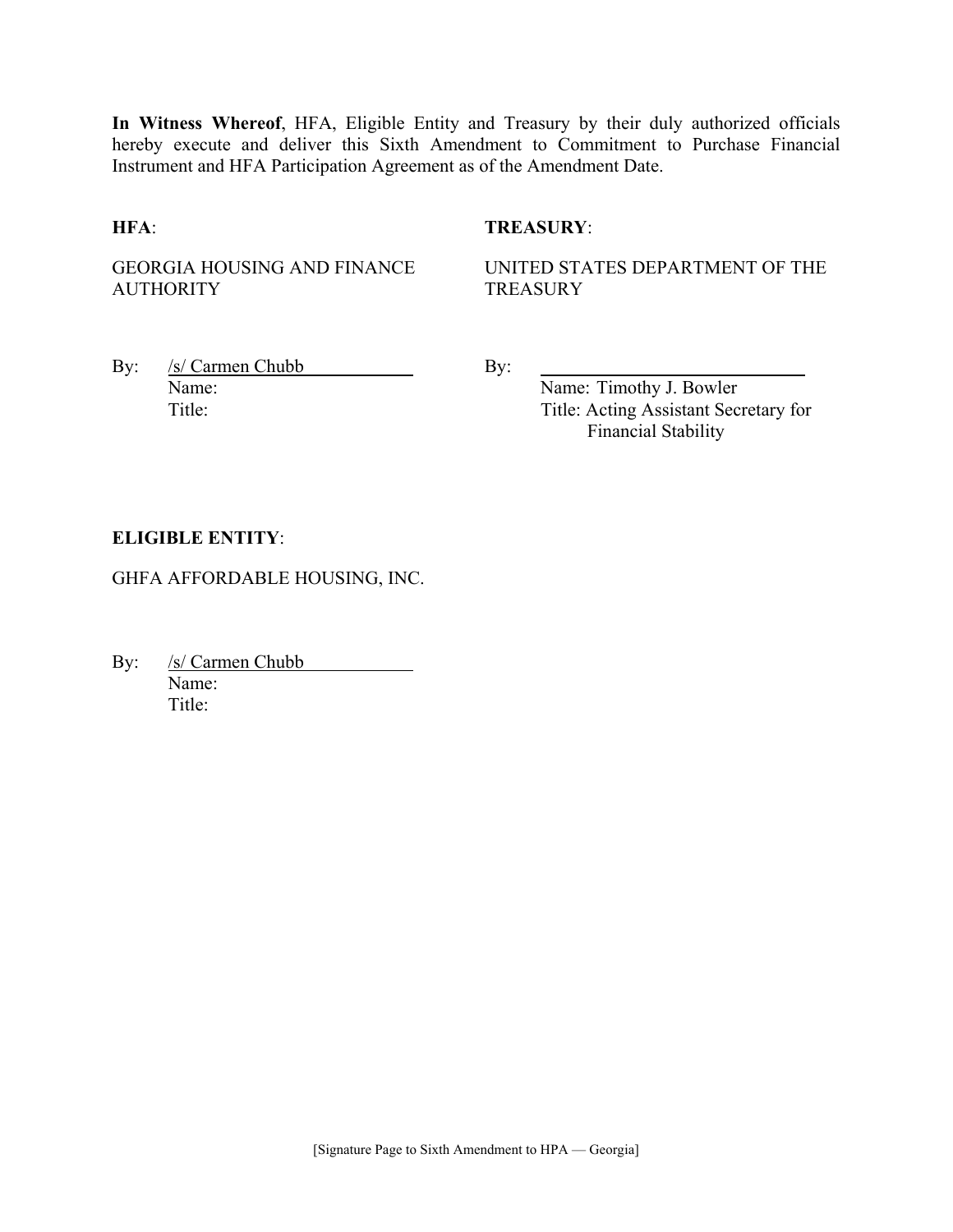**In Witness Whereof**, HFA, Eligible Entity and Treasury by their duly authorized officials hereby execute and deliver this Sixth Amendment to Commitment to Purchase Financial Instrument and HFA Participation Agreement as of the Amendment Date.

**HFA**:

GEORGIA HOUSING AND FINANCE AUTHORITY

By: /s/ Carmen Chubb
Name:
Title:

**TREASURY**:

UNITED STATES DEPARTMENT OF THE TREASURY

By: ______________________________
Name: Timothy J. Bowler
Title: Acting Assistant Secretary for Financial Stability

**ELIGIBLE ENTITY**:

GHFA AFFORDABLE HOUSING, INC.

By: /s/ Carmen Chubb
Name:
Title:

[Signature Page to Sixth Amendment to HPA — Georgia]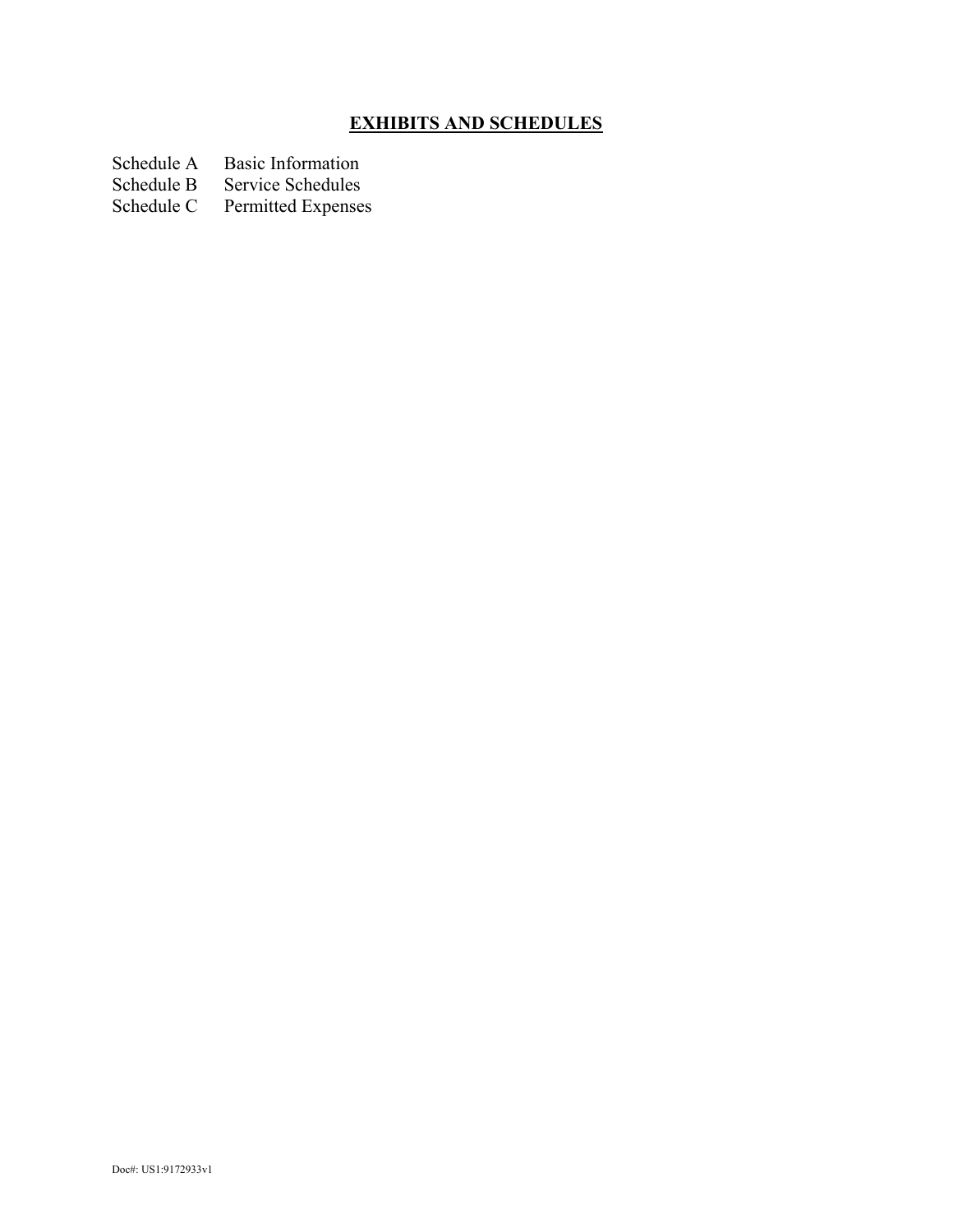## EXHIBITS AND SCHEDULES

| | |
|---|---|
| Schedule A | Basic Information |
| Schedule B | Service Schedules |
| Schedule C | Permitted Expenses |

Doc#: US1:9172933v1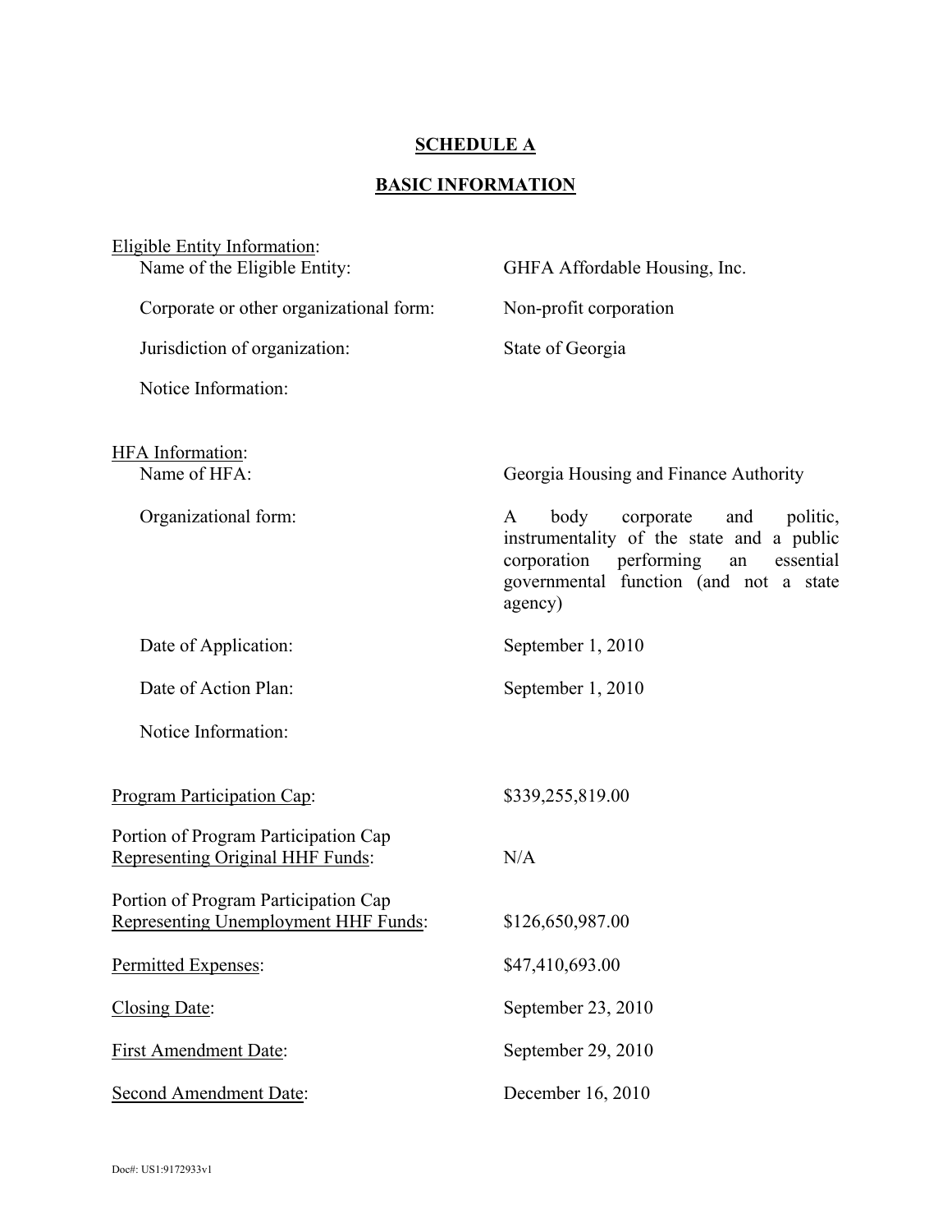# SCHEDULE A

## BASIC INFORMATION

| | |
|---|---|
| Eligible Entity Information: | |
| Name of the Eligible Entity: | GHFA Affordable Housing, Inc. |
| Corporate or other organizational form: | Non-profit corporation |
| Jurisdiction of organization: | State of Georgia |
| Notice Information: | |
| HFA Information: | |
| Name of HFA: | Georgia Housing and Finance Authority |
| Organizational form: | A body corporate and politic, instrumentality of the state and a public corporation performing an essential governmental function (and not a state agency) |
| Date of Application: | September 1, 2010 |
| Date of Action Plan: | September 1, 2010 |
| Notice Information: | |
| Program Participation Cap: | $339,255,819.00 |
| Portion of Program Participation Cap Representing Original HHF Funds: | N/A |
| Portion of Program Participation Cap Representing Unemployment HHF Funds: | $126,650,987.00 |
| Permitted Expenses: | $47,410,693.00 |
| Closing Date: | September 23, 2010 |
| First Amendment Date: | September 29, 2010 |
| Second Amendment Date: | December 16, 2010 |

Doc#: US1:9172933v1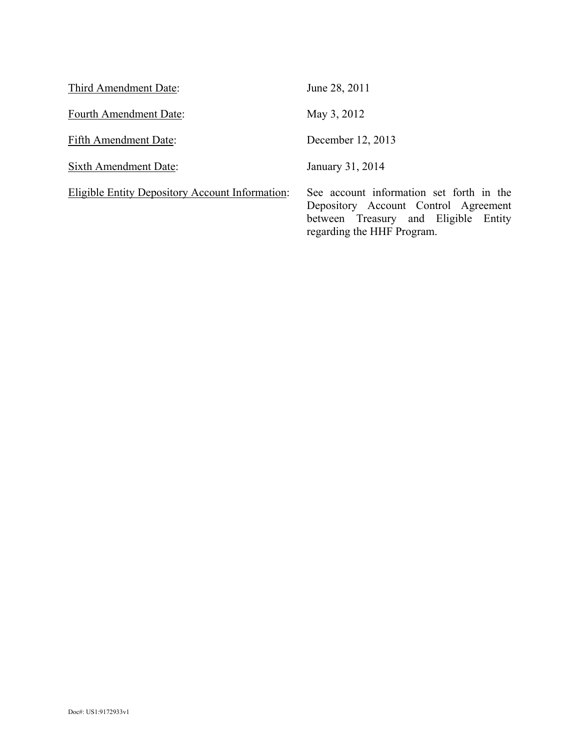| | |
|---|---|
| <u>Third Amendment Date</u>: | June 28, 2011 |
| <u>Fourth Amendment Date</u>: | May 3, 2012 |
| <u>Fifth Amendment Date</u>: | December 12, 2013 |
| <u>Sixth Amendment Date</u>: | January 31, 2014 |
| <u>Eligible Entity Depository Account Information</u>: | See account information set forth in the Depository Account Control Agreement between Treasury and Eligible Entity regarding the HHF Program. |

Doc#: US1:9172933v1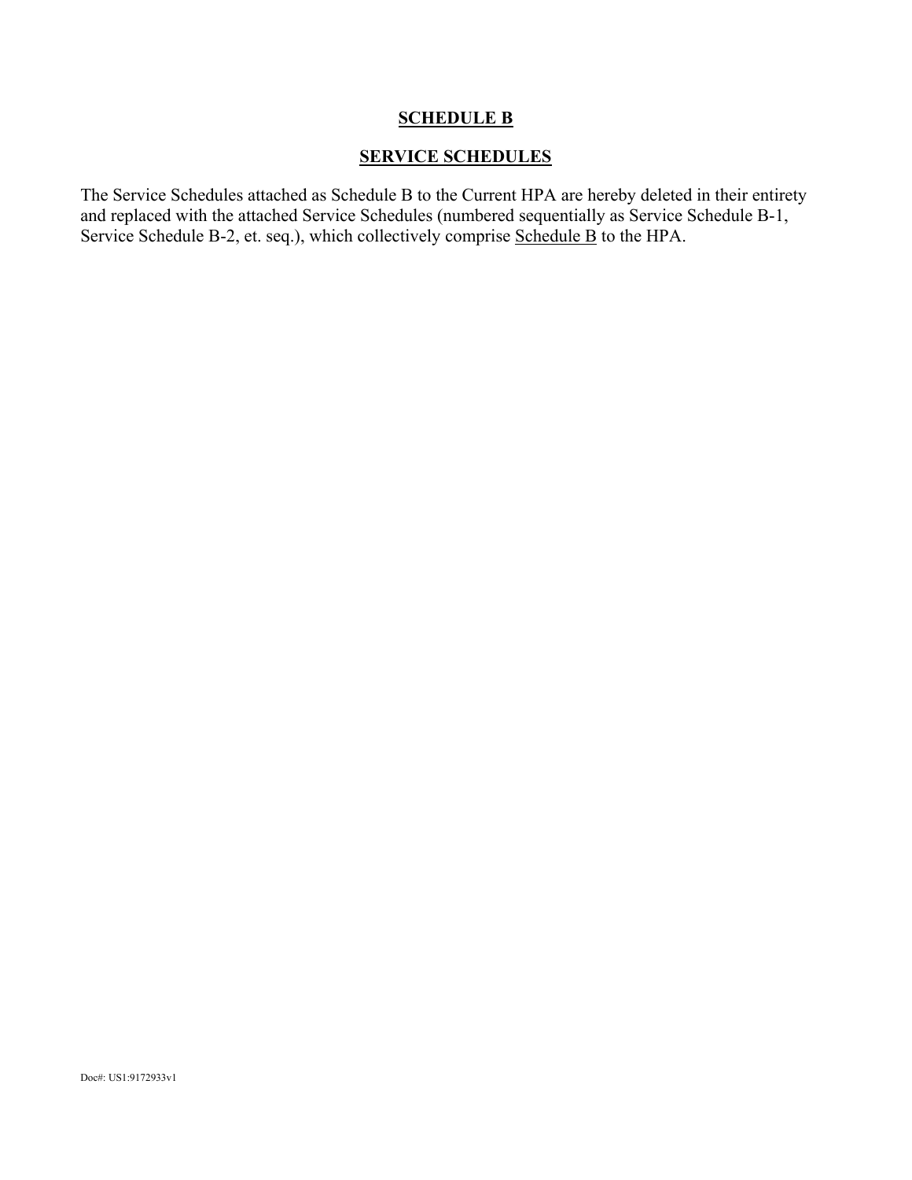# **SCHEDULE B**

## **SERVICE SCHEDULES**

The Service Schedules attached as Schedule B to the Current HPA are hereby deleted in their entirety and replaced with the attached Service Schedules (numbered sequentially as Service Schedule B-1, Service Schedule B-2, et. seq.), which collectively comprise Schedule B to the HPA.

Doc#: US1:9172933v1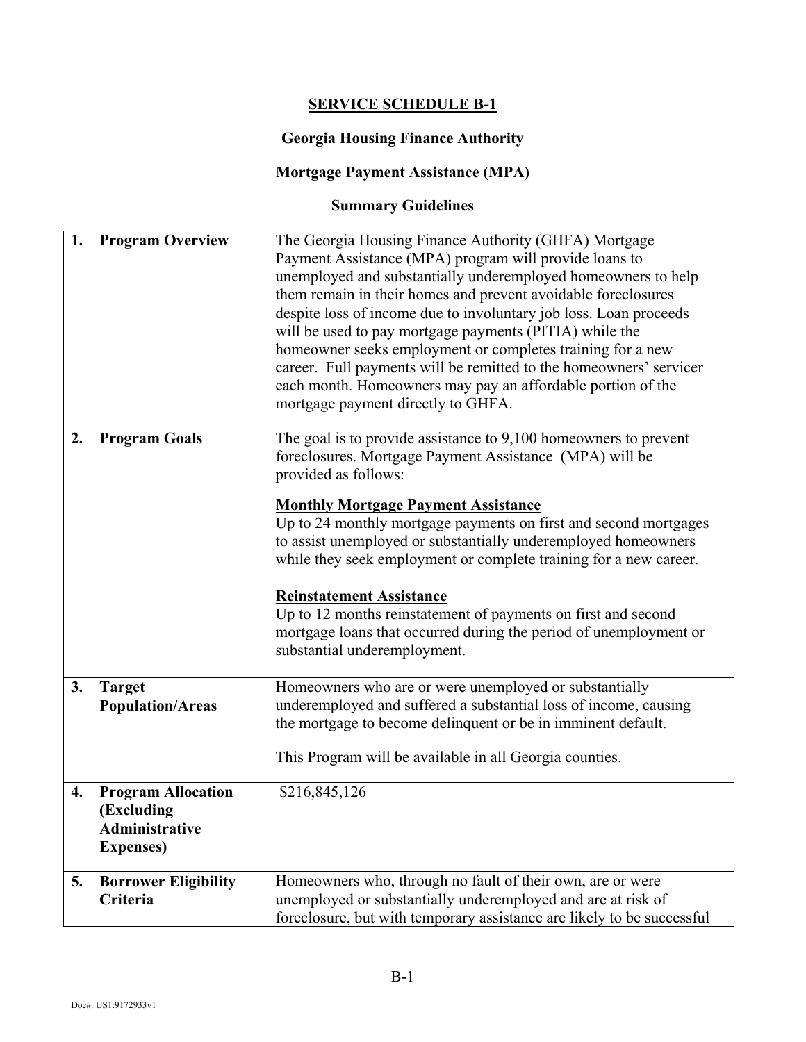# SERVICE SCHEDULE B-1

## Georgia Housing Finance Authority

## Mortgage Payment Assistance (MPA)

## Summary Guidelines

| | |
|---|---|
| **1. Program Overview** | The Georgia Housing Finance Authority (GHFA) Mortgage Payment Assistance (MPA) program will provide loans to unemployed and substantially underemployed homeowners to help them remain in their homes and prevent avoidable foreclosures despite loss of income due to involuntary job loss. Loan proceeds will be used to pay mortgage payments (PITIA) while the homeowner seeks employment or completes training for a new career. Full payments will be remitted to the homeowners' servicer each month. Homeowners may pay an affordable portion of the mortgage payment directly to GHFA. |
| **2. Program Goals** | The goal is to provide assistance to 9,100 homeowners to prevent foreclosures. Mortgage Payment Assistance (MPA) will be provided as follows:<br><br>**Monthly Mortgage Payment Assistance**<br>Up to 24 monthly mortgage payments on first and second mortgages to assist unemployed or substantially underemployed homeowners while they seek employment or complete training for a new career.<br><br>**Reinstatement Assistance**<br>Up to 12 months reinstatement of payments on first and second mortgage loans that occurred during the period of unemployment or substantial underemployment. |
| **3. Target Population/Areas** | Homeowners who are or were unemployed or substantially underemployed and suffered a substantial loss of income, causing the mortgage to become delinquent or be in imminent default.<br><br>This Program will be available in all Georgia counties. |
| **4. Program Allocation (Excluding Administrative Expenses)** | $216,845,126 |
| **5. Borrower Eligibility Criteria** | Homeowners who, through no fault of their own, are or were unemployed or substantially underemployed and are at risk of foreclosure, but with temporary assistance are likely to be successful |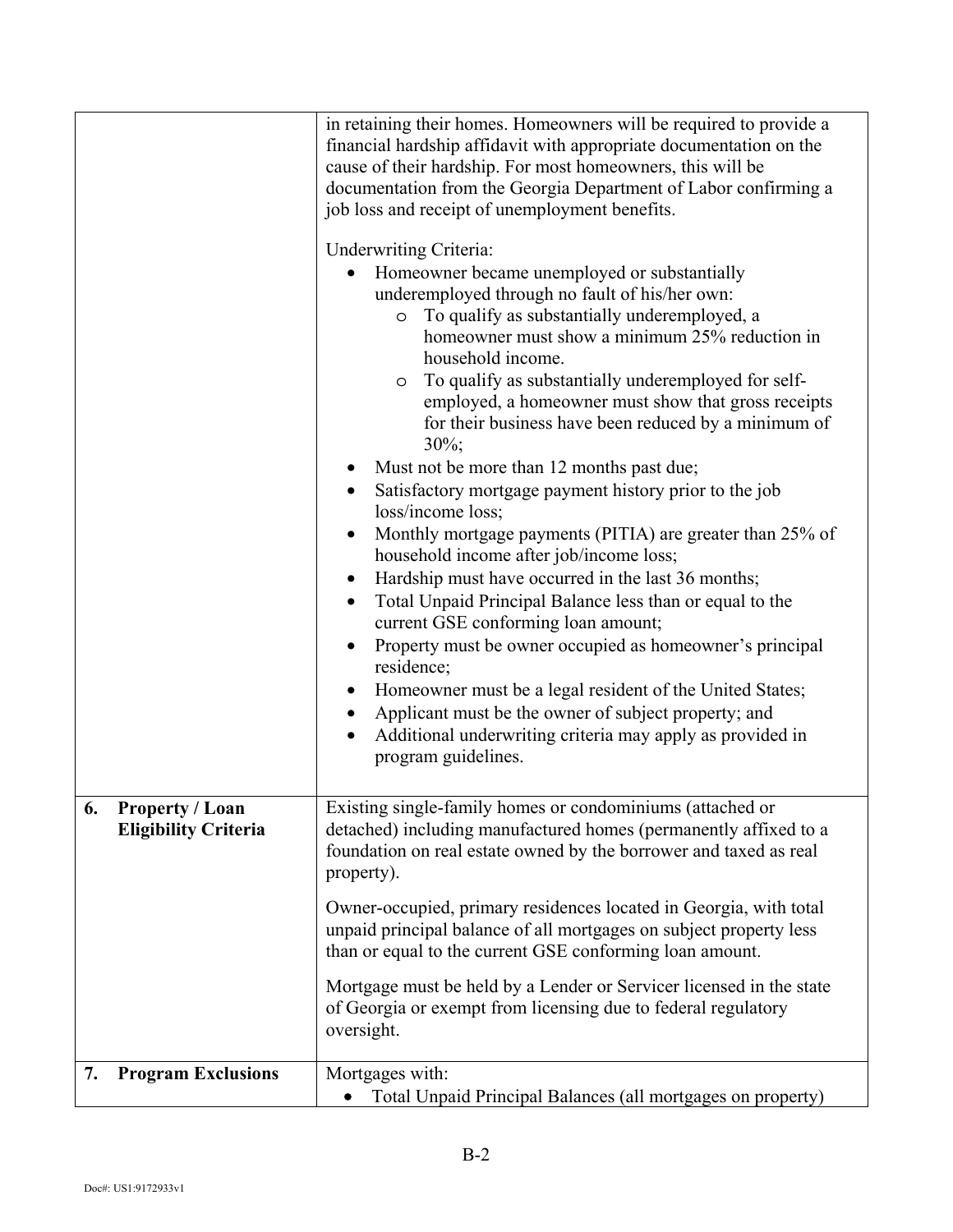| | |
|---|---|
| | in retaining their homes. Homeowners will be required to provide a financial hardship affidavit with appropriate documentation on the cause of their hardship. For most homeowners, this will be documentation from the Georgia Department of Labor confirming a job loss and receipt of unemployment benefits.<br><br>Underwriting Criteria:<br>• Homeowner became unemployed or substantially underemployed through no fault of his/her own:<br>&nbsp;&nbsp;&nbsp;&nbsp;o To qualify as substantially underemployed, a homeowner must show a minimum 25% reduction in household income.<br>&nbsp;&nbsp;&nbsp;&nbsp;o To qualify as substantially underemployed for self-employed, a homeowner must show that gross receipts for their business have been reduced by a minimum of 30%;<br>• Must not be more than 12 months past due;<br>• Satisfactory mortgage payment history prior to the job loss/income loss;<br>• Monthly mortgage payments (PITIA) are greater than 25% of household income after job/income loss;<br>• Hardship must have occurred in the last 36 months;<br>• Total Unpaid Principal Balance less than or equal to the current GSE conforming loan amount;<br>• Property must be owner occupied as homeowner's principal residence;<br>• Homeowner must be a legal resident of the United States;<br>• Applicant must be the owner of subject property; and<br>• Additional underwriting criteria may apply as provided in program guidelines. |
| **6. Property / Loan Eligibility Criteria** | Existing single-family homes or condominiums (attached or detached) including manufactured homes (permanently affixed to a foundation on real estate owned by the borrower and taxed as real property).<br><br>Owner-occupied, primary residences located in Georgia, with total unpaid principal balance of all mortgages on subject property less than or equal to the current GSE conforming loan amount.<br><br>Mortgage must be held by a Lender or Servicer licensed in the state of Georgia or exempt from licensing due to federal regulatory oversight. |
| **7. Program Exclusions** | Mortgages with:<br>• Total Unpaid Principal Balances (all mortgages on property) |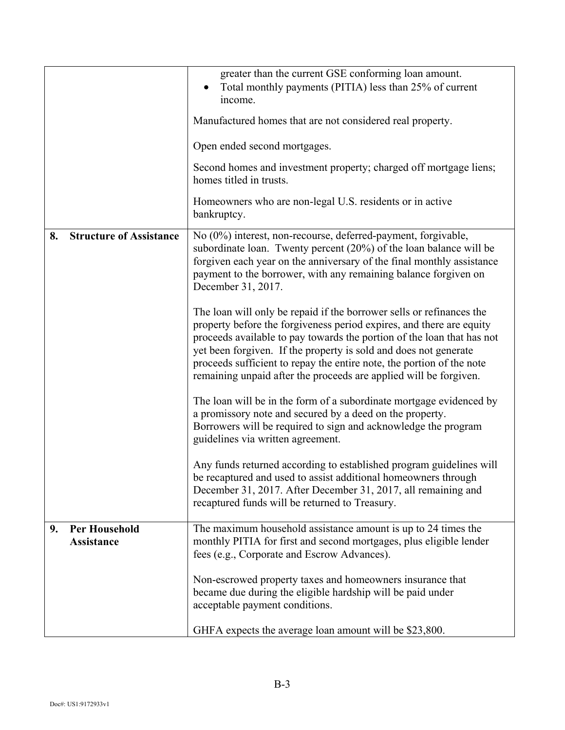| | |
|---|---|
| | greater than the current GSE conforming loan amount.<br>• Total monthly payments (PITIA) less than 25% of current income.<br><br>Manufactured homes that are not considered real property.<br><br>Open ended second mortgages.<br><br>Second homes and investment property; charged off mortgage liens; homes titled in trusts.<br><br>Homeowners who are non-legal U.S. residents or in active bankruptcy. |
| **8. Structure of Assistance** | No (0%) interest, non-recourse, deferred-payment, forgivable, subordinate loan. Twenty percent (20%) of the loan balance will be forgiven each year on the anniversary of the final monthly assistance payment to the borrower, with any remaining balance forgiven on December 31, 2017.<br><br>The loan will only be repaid if the borrower sells or refinances the property before the forgiveness period expires, and there are equity proceeds available to pay towards the portion of the loan that has not yet been forgiven. If the property is sold and does not generate proceeds sufficient to repay the entire note, the portion of the note remaining unpaid after the proceeds are applied will be forgiven.<br><br>The loan will be in the form of a subordinate mortgage evidenced by a promissory note and secured by a deed on the property. Borrowers will be required to sign and acknowledge the program guidelines via written agreement.<br><br>Any funds returned according to established program guidelines will be recaptured and used to assist additional homeowners through December 31, 2017. After December 31, 2017, all remaining and recaptured funds will be returned to Treasury. |
| **9. Per Household Assistance** | The maximum household assistance amount is up to 24 times the monthly PITIA for first and second mortgages, plus eligible lender fees (e.g., Corporate and Escrow Advances).<br><br>Non-escrowed property taxes and homeowners insurance that became due during the eligible hardship will be paid under acceptable payment conditions.<br><br>GHFA expects the average loan amount will be $23,800. |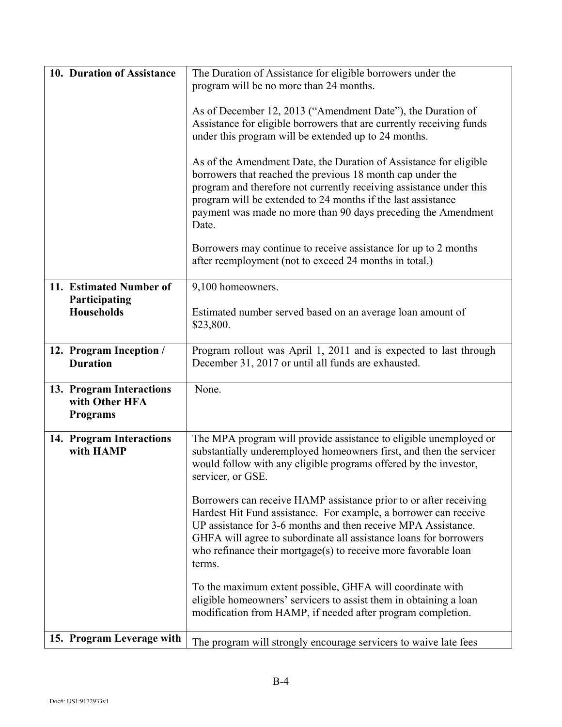| | |
|---|---|
| **10. Duration of Assistance** | The Duration of Assistance for eligible borrowers under the program will be no more than 24 months.<br><br>As of December 12, 2013 ("Amendment Date"), the Duration of Assistance for eligible borrowers that are currently receiving funds under this program will be extended up to 24 months.<br><br>As of the Amendment Date, the Duration of Assistance for eligible borrowers that reached the previous 18 month cap under the program and therefore not currently receiving assistance under this program will be extended to 24 months if the last assistance payment was made no more than 90 days preceding the Amendment Date.<br><br>Borrowers may continue to receive assistance for up to 2 months after reemployment (not to exceed 24 months in total.) |
| **11. Estimated Number of Participating Households** | 9,100 homeowners.<br><br>Estimated number served based on an average loan amount of $23,800. |
| **12. Program Inception / Duration** | Program rollout was April 1, 2011 and is expected to last through December 31, 2017 or until all funds are exhausted. |
| **13. Program Interactions with Other HFA Programs** | None. |
| **14. Program Interactions with HAMP** | The MPA program will provide assistance to eligible unemployed or substantially underemployed homeowners first, and then the servicer would follow with any eligible programs offered by the investor, servicer, or GSE.<br><br>Borrowers can receive HAMP assistance prior to or after receiving Hardest Hit Fund assistance. For example, a borrower can receive UP assistance for 3-6 months and then receive MPA Assistance. GHFA will agree to subordinate all assistance loans for borrowers who refinance their mortgage(s) to receive more favorable loan terms.<br><br>To the maximum extent possible, GHFA will coordinate with eligible homeowners' servicers to assist them in obtaining a loan modification from HAMP, if needed after program completion. |
| **15. Program Leverage with** | The program will strongly encourage servicers to waive late fees |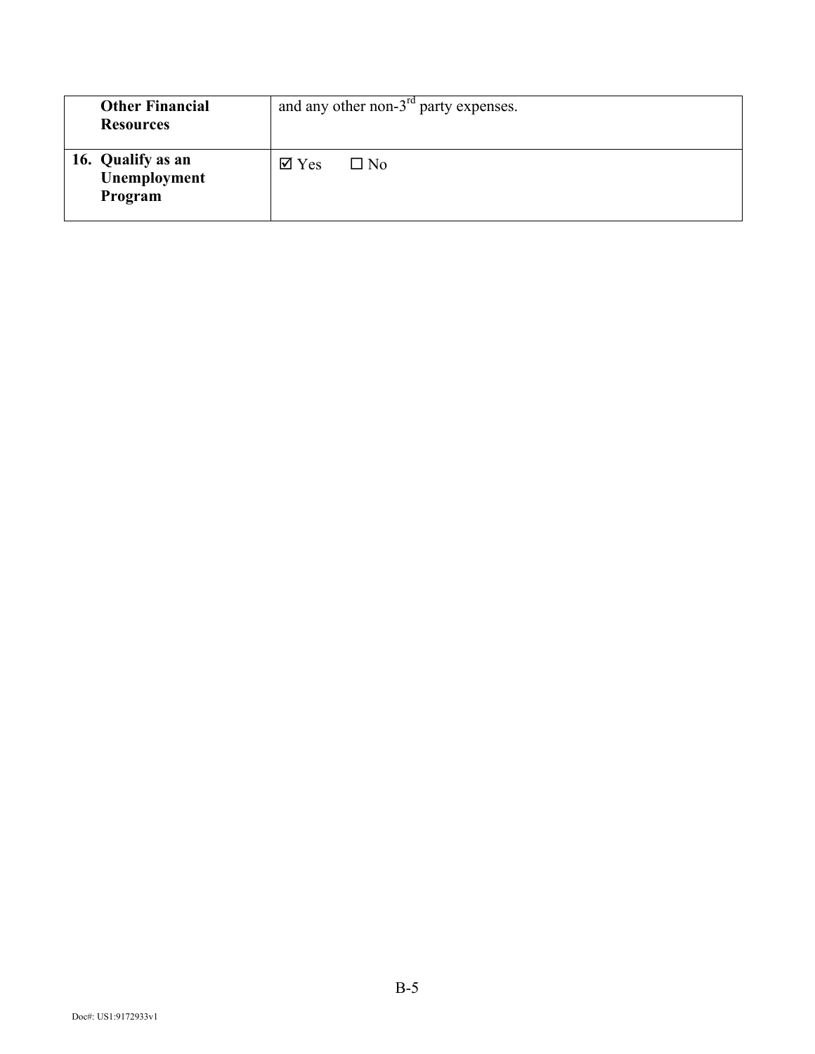| **Other Financial Resources** | and any other non-3rd party expenses. |
| --- | --- |
| **16. Qualify as an Unemployment Program** | ☑ Yes ☐ No |

Doc#: US1:9172933v1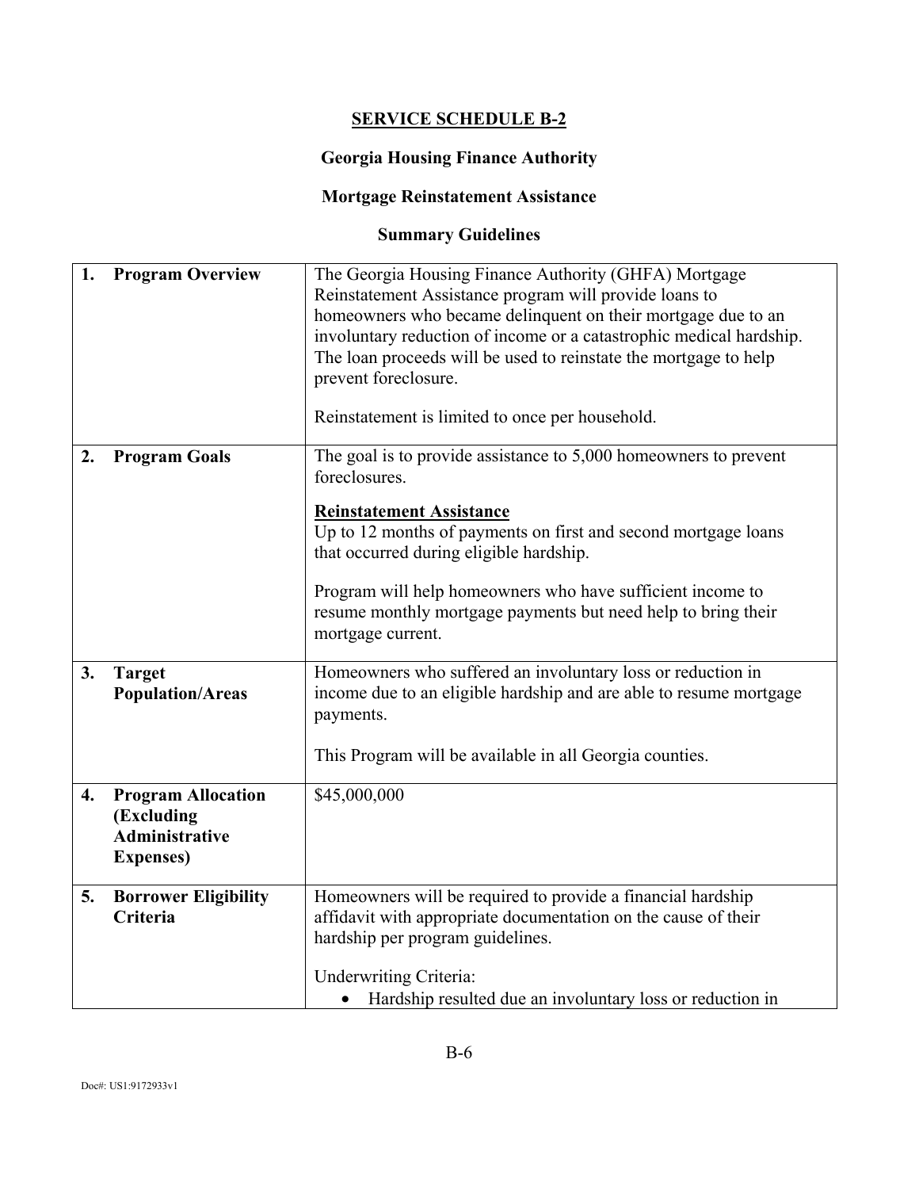# SERVICE SCHEDULE B-2

## Georgia Housing Finance Authority

## Mortgage Reinstatement Assistance

## Summary Guidelines

| | |
|---|---|
| **1. Program Overview** | The Georgia Housing Finance Authority (GHFA) Mortgage Reinstatement Assistance program will provide loans to homeowners who became delinquent on their mortgage due to an involuntary reduction of income or a catastrophic medical hardship. The loan proceeds will be used to reinstate the mortgage to help prevent foreclosure.<br><br>Reinstatement is limited to once per household. |
| **2. Program Goals** | The goal is to provide assistance to 5,000 homeowners to prevent foreclosures.<br><br>**<u>Reinstatement Assistance</u>**<br>Up to 12 months of payments on first and second mortgage loans that occurred during eligible hardship.<br><br>Program will help homeowners who have sufficient income to resume monthly mortgage payments but need help to bring their mortgage current. |
| **3. Target Population/Areas** | Homeowners who suffered an involuntary loss or reduction in income due to an eligible hardship and are able to resume mortgage payments.<br><br>This Program will be available in all Georgia counties. |
| **4. Program Allocation (Excluding Administrative Expenses)** | $45,000,000 |
| **5. Borrower Eligibility Criteria** | Homeowners will be required to provide a financial hardship affidavit with appropriate documentation on the cause of their hardship per program guidelines.<br><br>Underwriting Criteria:<br>• Hardship resulted due an involuntary loss or reduction in |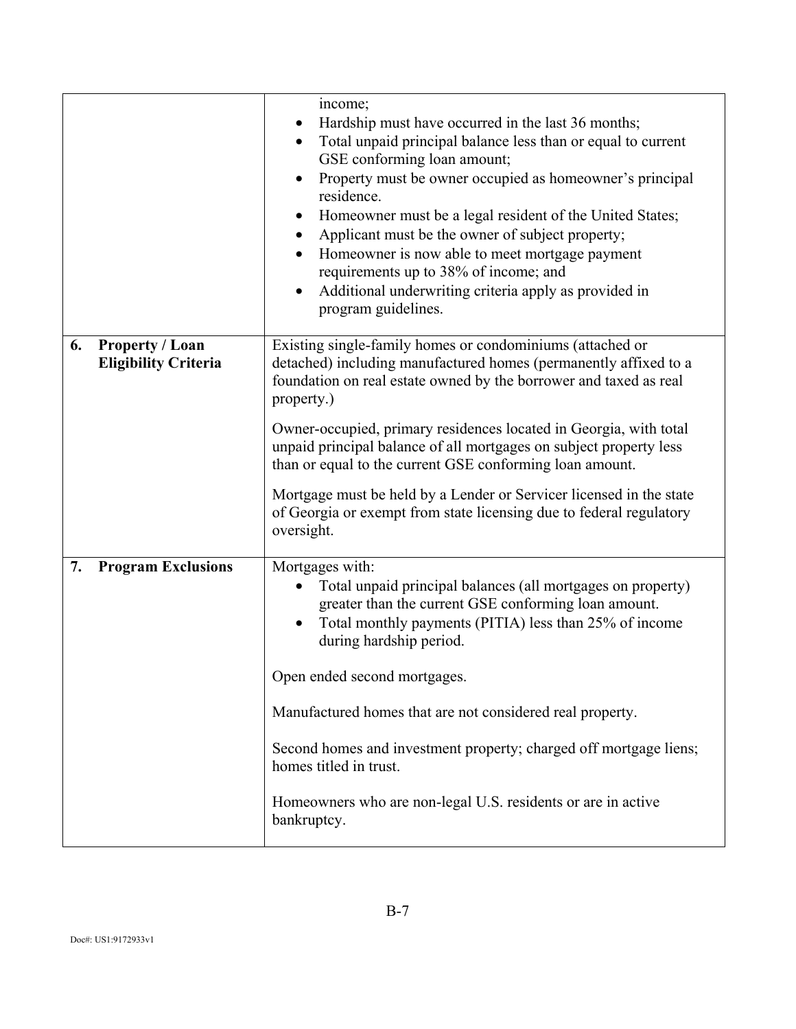| | |
|---|---|
| | income;<br>• Hardship must have occurred in the last 36 months;<br>• Total unpaid principal balance less than or equal to current GSE conforming loan amount;<br>• Property must be owner occupied as homeowner's principal residence.<br>• Homeowner must be a legal resident of the United States;<br>• Applicant must be the owner of subject property;<br>• Homeowner is now able to meet mortgage payment requirements up to 38% of income; and<br>• Additional underwriting criteria apply as provided in program guidelines. |
| **6. Property / Loan Eligibility Criteria** | Existing single-family homes or condominiums (attached or detached) including manufactured homes (permanently affixed to a foundation on real estate owned by the borrower and taxed as real property.)<br><br>Owner-occupied, primary residences located in Georgia, with total unpaid principal balance of all mortgages on subject property less than or equal to the current GSE conforming loan amount.<br><br>Mortgage must be held by a Lender or Servicer licensed in the state of Georgia or exempt from state licensing due to federal regulatory oversight. |
| **7. Program Exclusions** | Mortgages with:<br>• Total unpaid principal balances (all mortgages on property) greater than the current GSE conforming loan amount.<br>• Total monthly payments (PITIA) less than 25% of income during hardship period.<br><br>Open ended second mortgages.<br><br>Manufactured homes that are not considered real property.<br><br>Second homes and investment property; charged off mortgage liens; homes titled in trust.<br><br>Homeowners who are non-legal U.S. residents or are in active bankruptcy. |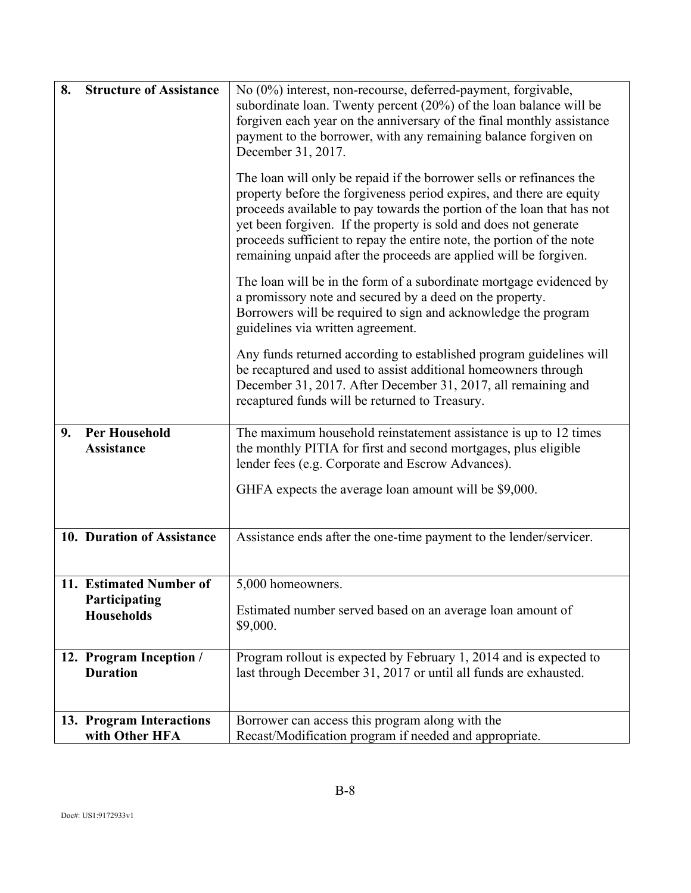| | |
|---|---|
| **8. Structure of Assistance** | No (0%) interest, non-recourse, deferred-payment, forgivable, subordinate loan. Twenty percent (20%) of the loan balance will be forgiven each year on the anniversary of the final monthly assistance payment to the borrower, with any remaining balance forgiven on December 31, 2017.<br><br>The loan will only be repaid if the borrower sells or refinances the property before the forgiveness period expires, and there are equity proceeds available to pay towards the portion of the loan that has not yet been forgiven. If the property is sold and does not generate proceeds sufficient to repay the entire note, the portion of the note remaining unpaid after the proceeds are applied will be forgiven.<br><br>The loan will be in the form of a subordinate mortgage evidenced by a promissory note and secured by a deed on the property. Borrowers will be required to sign and acknowledge the program guidelines via written agreement.<br><br>Any funds returned according to established program guidelines will be recaptured and used to assist additional homeowners through December 31, 2017. After December 31, 2017, all remaining and recaptured funds will be returned to Treasury. |
| **9. Per Household Assistance** | The maximum household reinstatement assistance is up to 12 times the monthly PITIA for first and second mortgages, plus eligible lender fees (e.g. Corporate and Escrow Advances).<br><br>GHFA expects the average loan amount will be $9,000. |
| **10. Duration of Assistance** | Assistance ends after the one-time payment to the lender/servicer. |
| **11. Estimated Number of Participating Households** | 5,000 homeowners.<br><br>Estimated number served based on an average loan amount of $9,000. |
| **12. Program Inception / Duration** | Program rollout is expected by February 1, 2014 and is expected to last through December 31, 2017 or until all funds are exhausted. |
| **13. Program Interactions with Other HFA** | Borrower can access this program along with the Recast/Modification program if needed and appropriate. |

Doc#: US1:9172933v1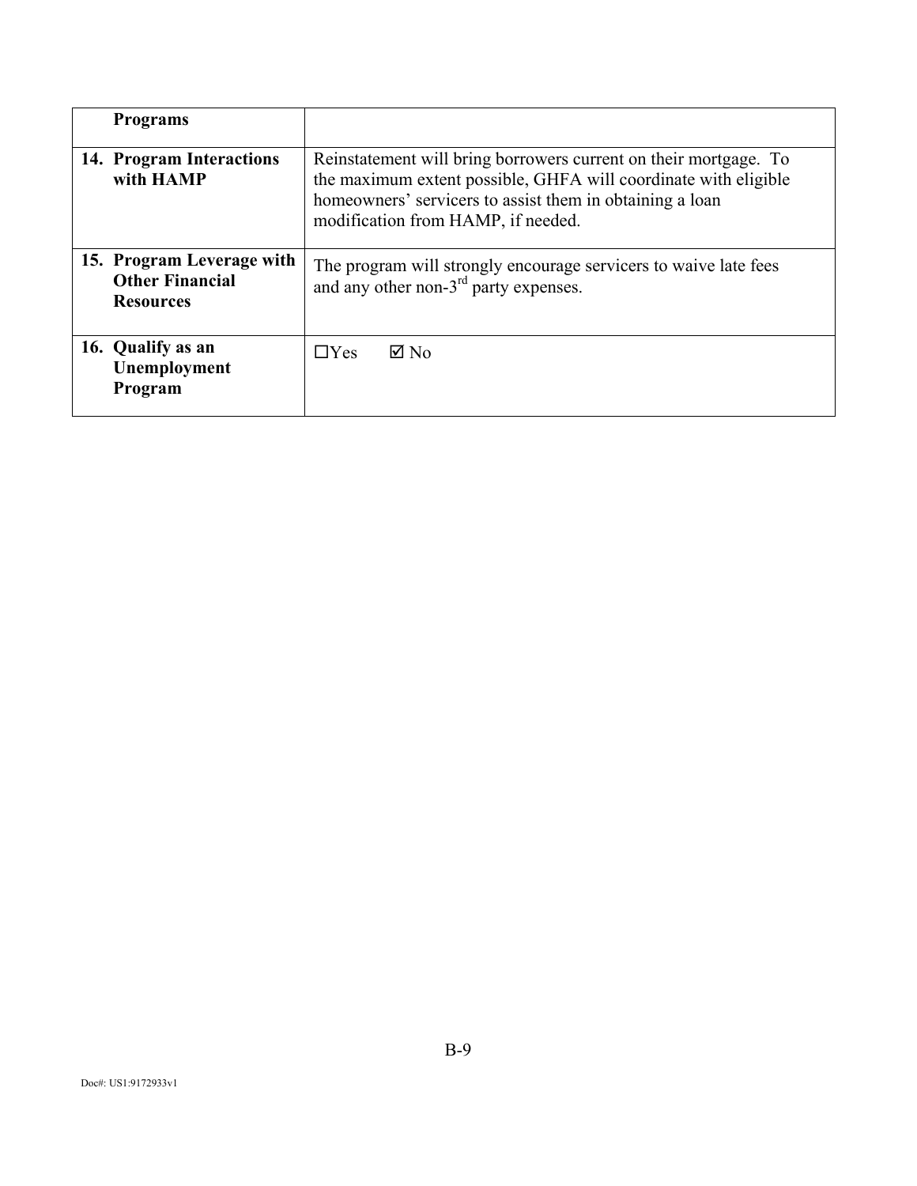| **Programs** | |
|---|---|
| **14. Program Interactions with HAMP** | Reinstatement will bring borrowers current on their mortgage. To the maximum extent possible, GHFA will coordinate with eligible homeowners' servicers to assist them in obtaining a loan modification from HAMP, if needed. |
| **15. Program Leverage with Other Financial Resources** | The program will strongly encourage servicers to waive late fees and any other non-3rd party expenses. |
| **16. Qualify as an Unemployment Program** | ☐Yes ☑ No |

Doc#: US1:9172933v1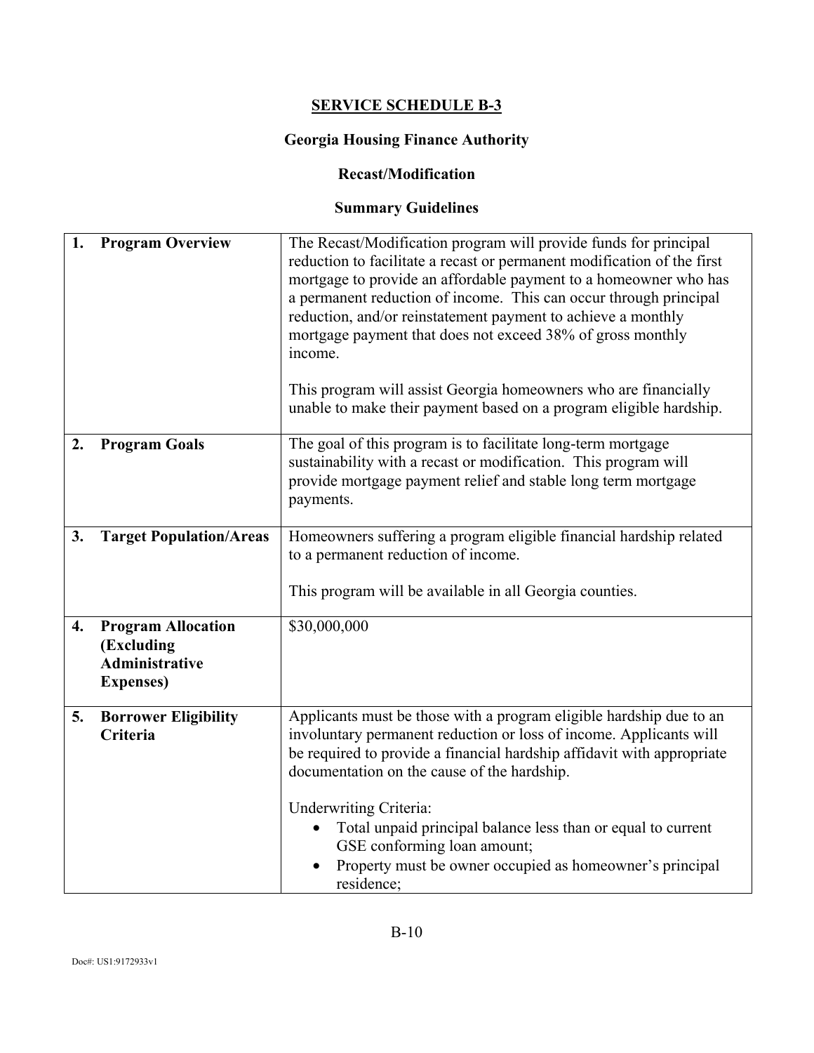## SERVICE SCHEDULE B-3

### Georgia Housing Finance Authority

### Recast/Modification

### Summary Guidelines

| | |
|---|---|
| **1. Program Overview** | The Recast/Modification program will provide funds for principal reduction to facilitate a recast or permanent modification of the first mortgage to provide an affordable payment to a homeowner who has a permanent reduction of income. This can occur through principal reduction, and/or reinstatement payment to achieve a monthly mortgage payment that does not exceed 38% of gross monthly income.<br><br>This program will assist Georgia homeowners who are financially unable to make their payment based on a program eligible hardship. |
| **2. Program Goals** | The goal of this program is to facilitate long-term mortgage sustainability with a recast or modification. This program will provide mortgage payment relief and stable long term mortgage payments. |
| **3. Target Population/Areas** | Homeowners suffering a program eligible financial hardship related to a permanent reduction of income.<br><br>This program will be available in all Georgia counties. |
| **4. Program Allocation (Excluding Administrative Expenses)** | $30,000,000 |
| **5. Borrower Eligibility Criteria** | Applicants must be those with a program eligible hardship due to an involuntary permanent reduction or loss of income. Applicants will be required to provide a financial hardship affidavit with appropriate documentation on the cause of the hardship.<br><br>Underwriting Criteria:<br>• Total unpaid principal balance less than or equal to current GSE conforming loan amount;<br>• Property must be owner occupied as homeowner's principal residence; |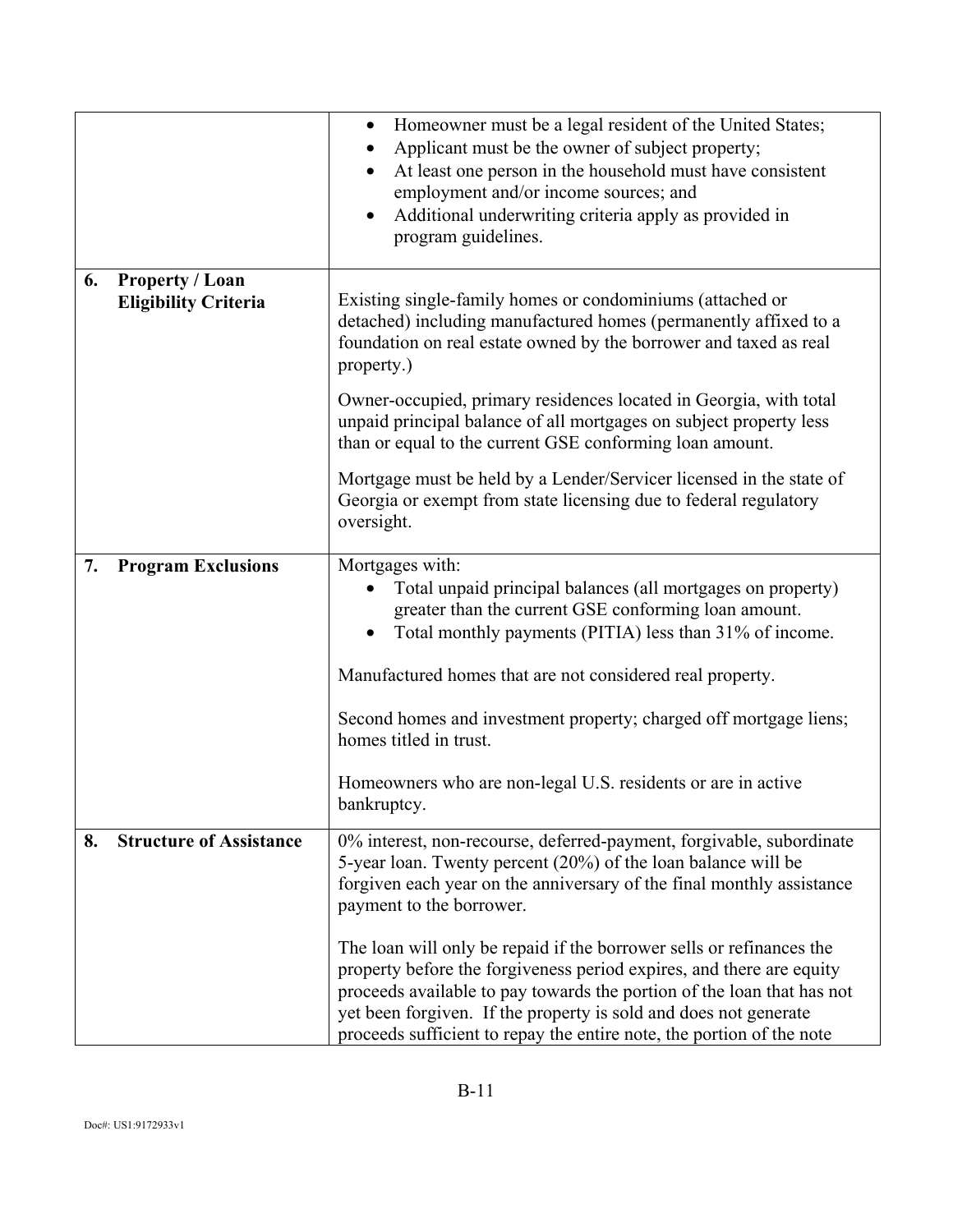| | |
|---|---|
| | • Homeowner must be a legal resident of the United States;<br>• Applicant must be the owner of subject property;<br>• At least one person in the household must have consistent employment and/or income sources; and<br>• Additional underwriting criteria apply as provided in program guidelines. |
| **6. Property / Loan Eligibility Criteria** | Existing single-family homes or condominiums (attached or detached) including manufactured homes (permanently affixed to a foundation on real estate owned by the borrower and taxed as real property.)<br><br>Owner-occupied, primary residences located in Georgia, with total unpaid principal balance of all mortgages on subject property less than or equal to the current GSE conforming loan amount.<br><br>Mortgage must be held by a Lender/Servicer licensed in the state of Georgia or exempt from state licensing due to federal regulatory oversight. |
| **7. Program Exclusions** | Mortgages with:<br>• Total unpaid principal balances (all mortgages on property) greater than the current GSE conforming loan amount.<br>• Total monthly payments (PITIA) less than 31% of income.<br><br>Manufactured homes that are not considered real property.<br><br>Second homes and investment property; charged off mortgage liens; homes titled in trust.<br><br>Homeowners who are non-legal U.S. residents or are in active bankruptcy. |
| **8. Structure of Assistance** | 0% interest, non-recourse, deferred-payment, forgivable, subordinate 5-year loan. Twenty percent (20%) of the loan balance will be forgiven each year on the anniversary of the final monthly assistance payment to the borrower.<br><br>The loan will only be repaid if the borrower sells or refinances the property before the forgiveness period expires, and there are equity proceeds available to pay towards the portion of the loan that has not yet been forgiven. If the property is sold and does not generate proceeds sufficient to repay the entire note, the portion of the note |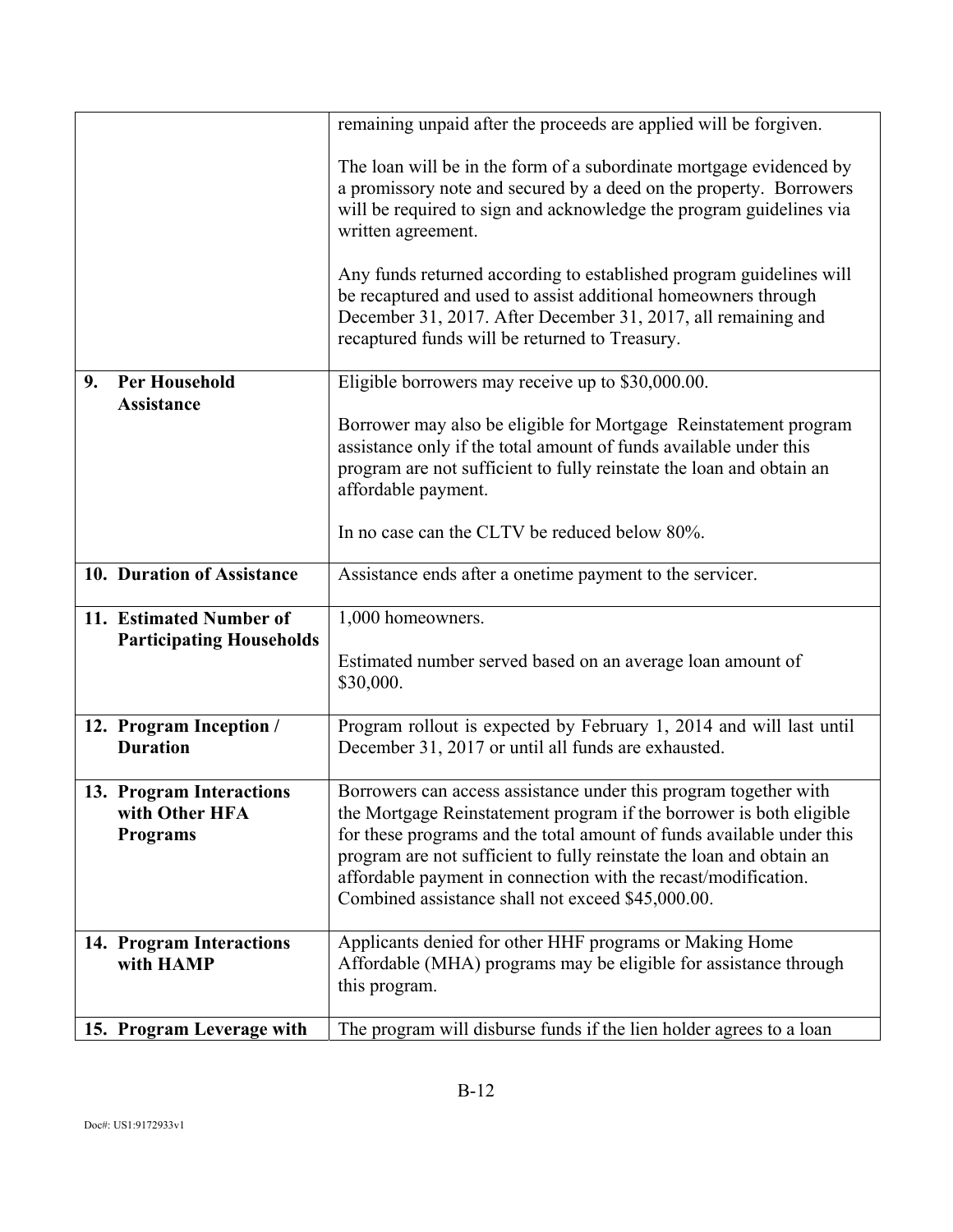| | |
|---|---|
| | remaining unpaid after the proceeds are applied will be forgiven.<br><br>The loan will be in the form of a subordinate mortgage evidenced by a promissory note and secured by a deed on the property. Borrowers will be required to sign and acknowledge the program guidelines via written agreement.<br><br>Any funds returned according to established program guidelines will be recaptured and used to assist additional homeowners through December 31, 2017. After December 31, 2017, all remaining and recaptured funds will be returned to Treasury. |
| **9. Per Household Assistance** | Eligible borrowers may receive up to $30,000.00.<br><br>Borrower may also be eligible for Mortgage Reinstatement program assistance only if the total amount of funds available under this program are not sufficient to fully reinstate the loan and obtain an affordable payment.<br><br>In no case can the CLTV be reduced below 80%. |
| **10. Duration of Assistance** | Assistance ends after a onetime payment to the servicer. |
| **11. Estimated Number of Participating Households** | 1,000 homeowners.<br><br>Estimated number served based on an average loan amount of $30,000. |
| **12. Program Inception / Duration** | Program rollout is expected by February 1, 2014 and will last until December 31, 2017 or until all funds are exhausted. |
| **13. Program Interactions with Other HFA Programs** | Borrowers can access assistance under this program together with the Mortgage Reinstatement program if the borrower is both eligible for these programs and the total amount of funds available under this program are not sufficient to fully reinstate the loan and obtain an affordable payment in connection with the recast/modification. Combined assistance shall not exceed $45,000.00. |
| **14. Program Interactions with HAMP** | Applicants denied for other HHF programs or Making Home Affordable (MHA) programs may be eligible for assistance through this program. |
| **15. Program Leverage with** | The program will disburse funds if the lien holder agrees to a loan |

Doc#: US1:9172933v1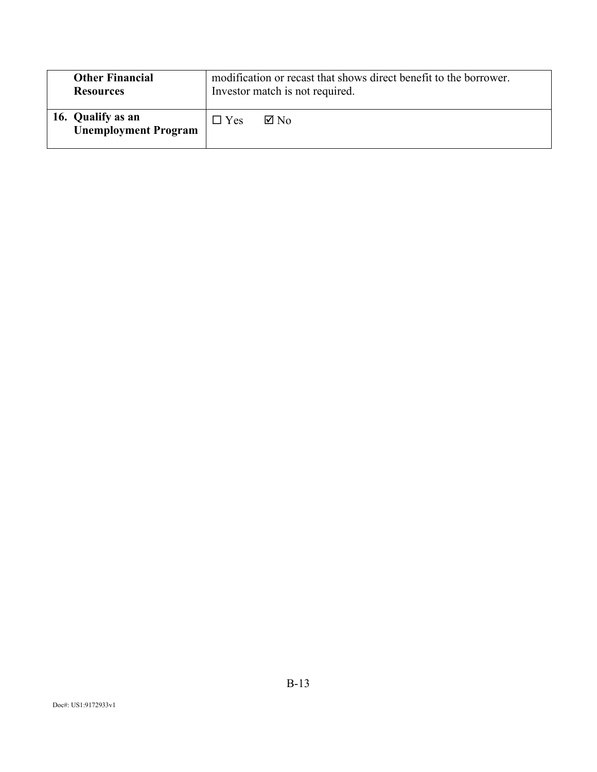| **Other Financial Resources** | modification or recast that shows direct benefit to the borrower. Investor match is not required. |
|---|---|
| **16. Qualify as an Unemployment Program** | ☐ Yes ☑ No |

Doc#: US1:9172933v1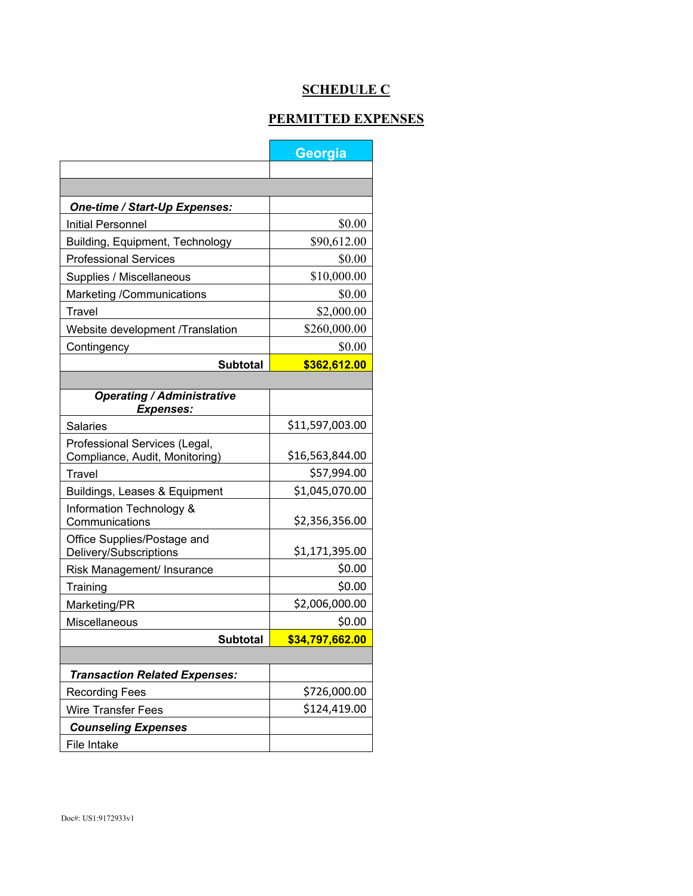# SCHEDULE C

## PERMITTED EXPENSES

| | Georgia |
|---|---|
| | |
| | |
| ***One-time / Start-Up Expenses:*** | |
| Initial Personnel | $0.00 |
| Building, Equipment, Technology | $90,612.00 |
| Professional Services | $0.00 |
| Supplies / Miscellaneous | $10,000.00 |
| Marketing /Communications | $0.00 |
| Travel | $2,000.00 |
| Website development /Translation | $260,000.00 |
| Contingency | $0.00 |
| **Subtotal** | **$362,612.00** |
| | |
| ***Operating / Administrative Expenses:*** | |
| Salaries | $11,597,003.00 |
| Professional Services (Legal, Compliance, Audit, Monitoring) | $16,563,844.00 |
| Travel | $57,994.00 |
| Buildings, Leases & Equipment | $1,045,070.00 |
| Information Technology & Communications | $2,356,356.00 |
| Office Supplies/Postage and Delivery/Subscriptions | $1,171,395.00 |
| Risk Management/ Insurance | $0.00 |
| Training | $0.00 |
| Marketing/PR | $2,006,000.00 |
| Miscellaneous | $0.00 |
| **Subtotal** | **$34,797,662.00** |
| | |
| ***Transaction Related Expenses:*** | |
| Recording Fees | $726,000.00 |
| Wire Transfer Fees | $124,419.00 |
| ***Counseling Expenses*** | |
| File Intake | |

Doc#: US1:9172933v1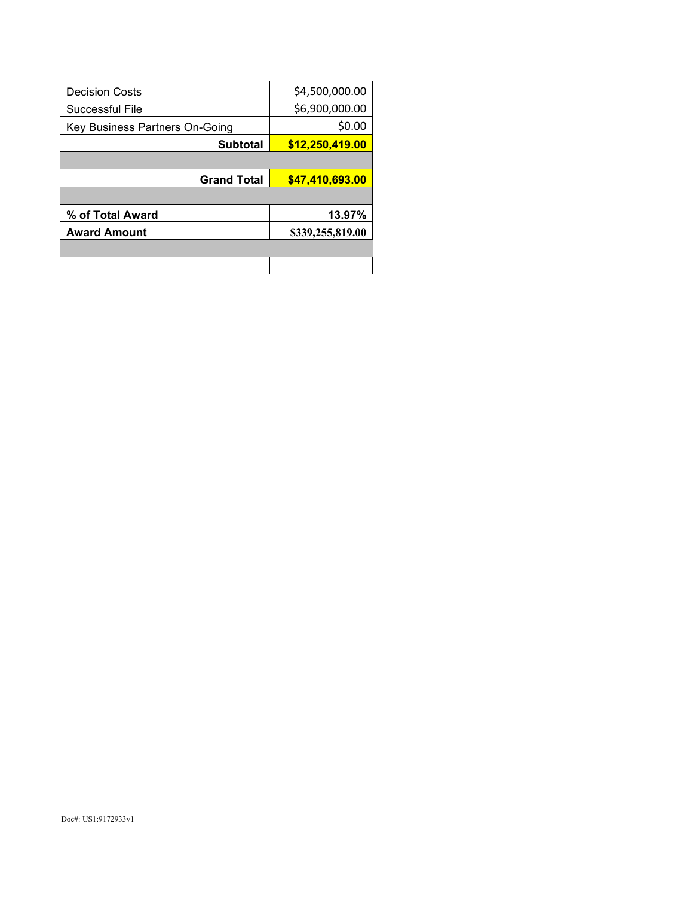| | |
|---|---|
| Decision Costs | $4,500,000.00 |
| Successful File | $6,900,000.00 |
| Key Business Partners On-Going | $0.00 |
| **Subtotal** | **$12,250,419.00** |
| | |
| **Grand Total** | **$47,410,693.00** |
| | |
| **% of Total Award** | **13.97%** |
| **Award Amount** | **$339,255,819.00** |
| | |
| | |

Doc#: US1:9172933v1